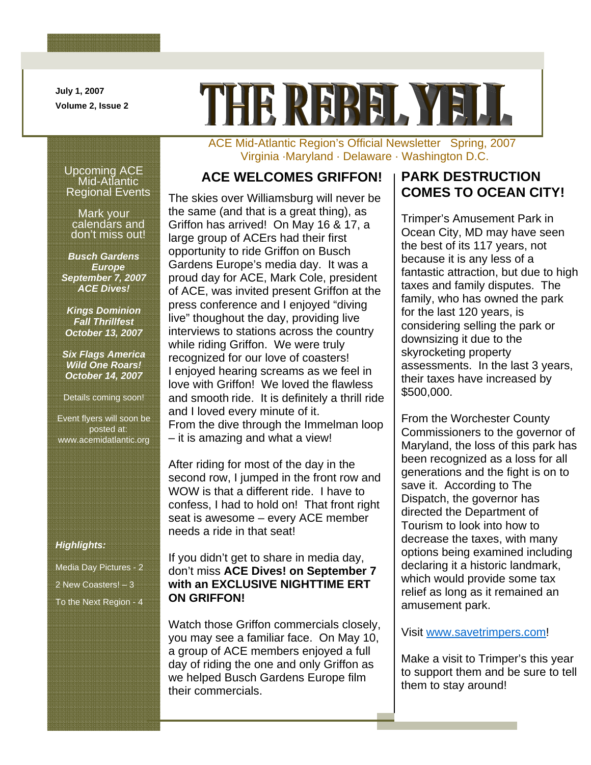July 1, 2007

Volume 2, Issue 2

# THE REBEL YELL

ACE Mid-Atlantic Region's Official Newsletter Spring, 2007

Virginia ·Maryland · Delaware · Washington D.C.

Upcoming ACE Mid-Atlantic Regional Events

Mark your calendars and don't miss out!

***Busch Gardens Europe September 7, 2007 ACE Dives!***

***Kings Dominion Fall Thrillfest October 13, 2007***

***Six Flags America Wild One Roars! October 14, 2007***

Details coming soon!

Event flyers will soon be posted at: www.acemidatlantic.org

***Highlights:***

Media Day Pictures - 2

2 New Coasters! – 3

To the Next Region - 4

## ACE WELCOMES GRIFFON!

The skies over Williamsburg will never be the same (and that is a great thing), as Griffon has arrived! On May 16 & 17, a large group of ACErs had their first opportunity to ride Griffon on Busch Gardens Europe's media day. It was a proud day for ACE, Mark Cole, president of ACE, was invited present Griffon at the press conference and I enjoyed "diving live" thoughout the day, providing live interviews to stations across the country while riding Griffon. We were truly recognized for our love of coasters! I enjoyed hearing screams as we feel in love with Griffon! We loved the flawless and smooth ride. It is definitely a thrill ride and I loved every minute of it. From the dive through the Immelman loop – it is amazing and what a view!

After riding for most of the day in the second row, I jumped in the front row and WOW is that a different ride. I have to confess, I had to hold on! That front right seat is awesome – every ACE member needs a ride in that seat!

If you didn't get to share in media day, don't miss **ACE Dives! on September 7 with an EXCLUSIVE NIGHTTIME ERT ON GRIFFON!**

Watch those Griffon commercials closely, you may see a familiar face. On May 10, a group of ACE members enjoyed a full day of riding the one and only Griffon as we helped Busch Gardens Europe film their commercials.

## PARK DESTRUCTION COMES TO OCEAN CITY!

Trimper's Amusement Park in Ocean City, MD may have seen the best of its 117 years, not because it is any less of a fantastic attraction, but due to high taxes and family disputes. The family, who has owned the park for the last 120 years, is considering selling the park or downsizing it due to the skyrocketing property assessments. In the last 3 years, their taxes have increased by $500,000.

From the Worchester County Commissioners to the governor of Maryland, the loss of this park has been recognized as a loss for all generations and the fight is on to save it. According to The Dispatch, the governor has directed the Department of Tourism to look into how to decrease the taxes, with many options being examined including declaring it a historic landmark, which would provide some tax relief as long as it remained an amusement park.

Visit [www.savetrimpers.com](www.savetrimpers.com)!

Make a visit to Trimper's this year to support them and be sure to tell them to stay around!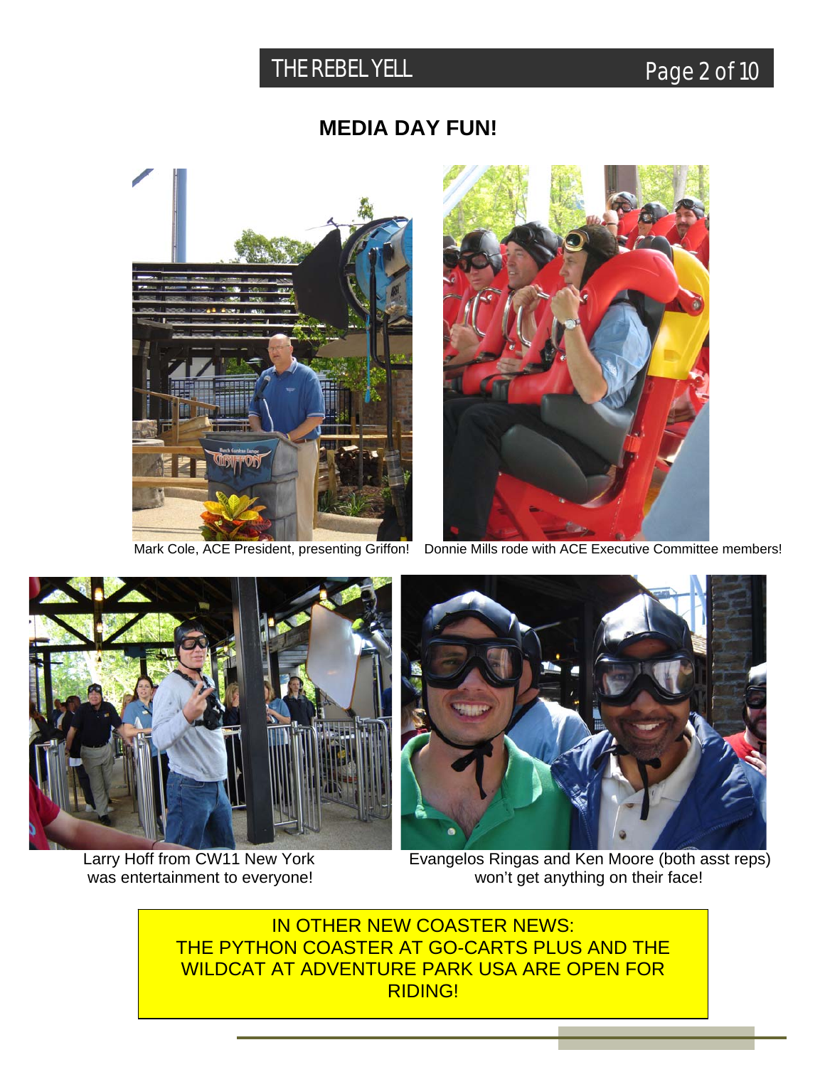## MEDIA DAY FUN!

Mark Cole, ACE President, presenting Griffon!

Donnie Mills rode with ACE Executive Committee members!

Larry Hoff from CW11 New York was entertainment to everyone!

Evangelos Ringas and Ken Moore (both asst reps) won't get anything on their face!

IN OTHER NEW COASTER NEWS:
THE PYTHON COASTER AT GO-CARTS PLUS AND THE WILDCAT AT ADVENTURE PARK USA ARE OPEN FOR RIDING!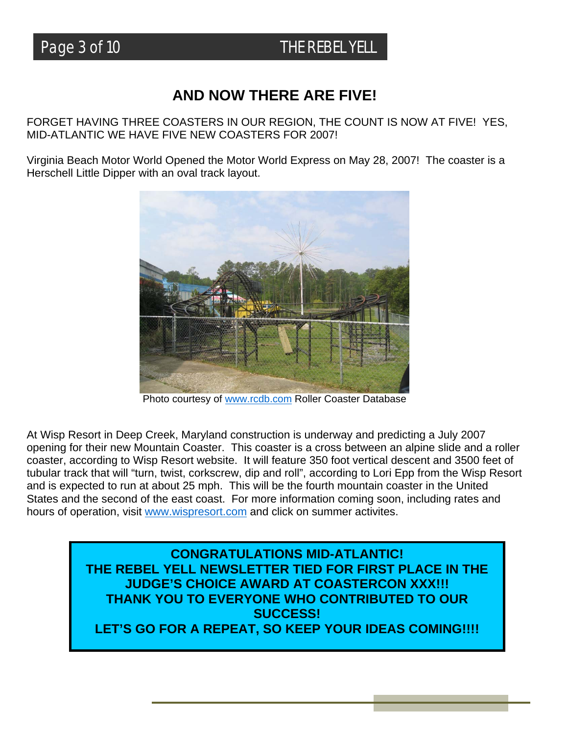## AND NOW THERE ARE FIVE!

FORGET HAVING THREE COASTERS IN OUR REGION, THE COUNT IS NOW AT FIVE! YES, MID-ATLANTIC WE HAVE FIVE NEW COASTERS FOR 2007!

Virginia Beach Motor World Opened the Motor World Express on May 28, 2007! The coaster is a Herschell Little Dipper with an oval track layout.

Photo courtesy of www.rcdb.com Roller Coaster Database

At Wisp Resort in Deep Creek, Maryland construction is underway and predicting a July 2007 opening for their new Mountain Coaster. This coaster is a cross between an alpine slide and a roller coaster, according to Wisp Resort website. It will feature 350 foot vertical descent and 3500 feet of tubular track that will "turn, twist, corkscrew, dip and roll", according to Lori Epp from the Wisp Resort and is expected to run at about 25 mph. This will be the fourth mountain coaster in the United States and the second of the east coast. For more information coming soon, including rates and hours of operation, visit www.wispresort.com and click on summer activites.

**CONGRATULATIONS MID-ATLANTIC!**
**THE REBEL YELL NEWSLETTER TIED FOR FIRST PLACE IN THE JUDGE'S CHOICE AWARD AT COASTERCON XXX!!!**
**THANK YOU TO EVERYONE WHO CONTRIBUTED TO OUR SUCCESS!**
**LET'S GO FOR A REPEAT, SO KEEP YOUR IDEAS COMING!!!!**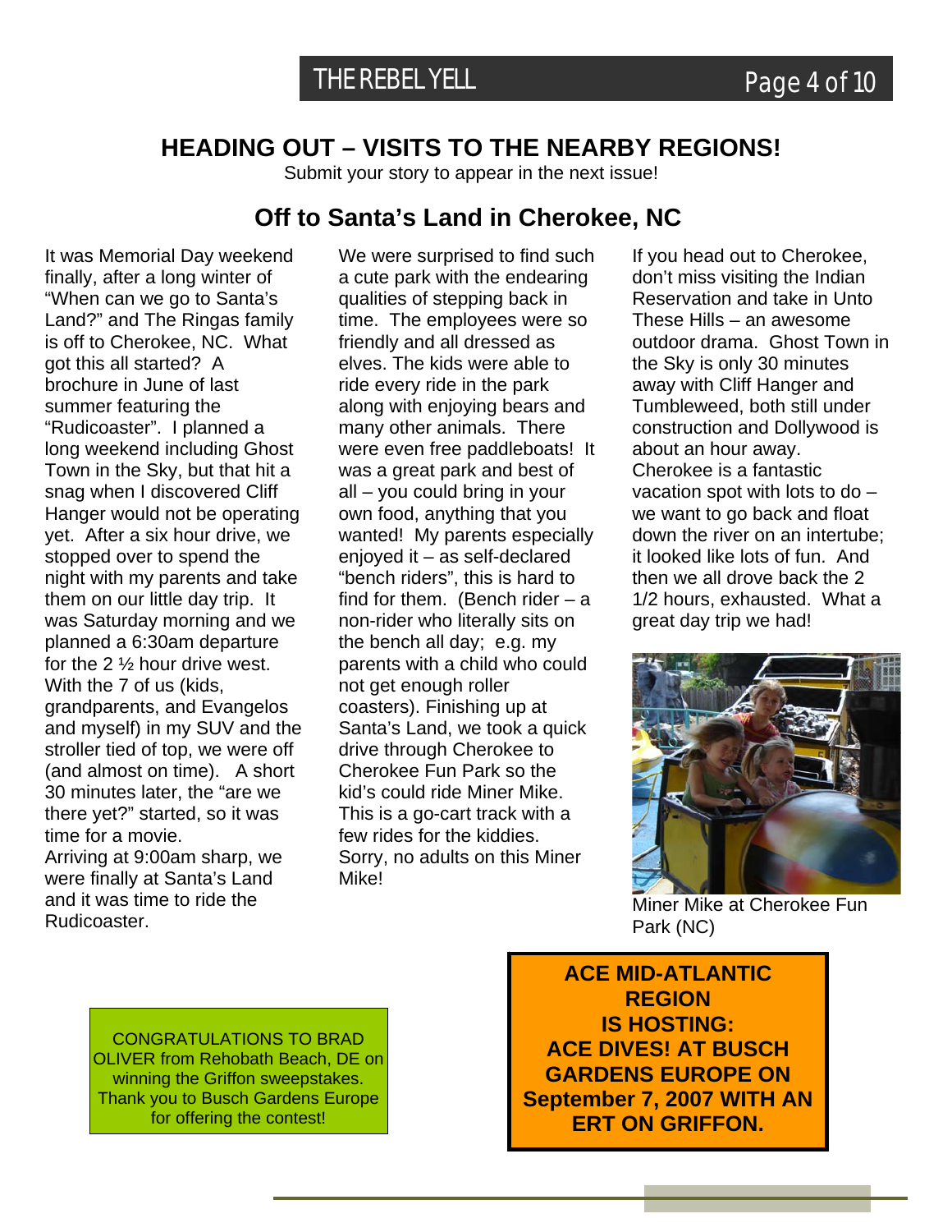## HEADING OUT – VISITS TO THE NEARBY REGIONS!

Submit your story to appear in the next issue!

### Off to Santa's Land in Cherokee, NC

It was Memorial Day weekend finally, after a long winter of "When can we go to Santa's Land?" and The Ringas family is off to Cherokee, NC. What got this all started? A brochure in June of last summer featuring the "Rudicoaster". I planned a long weekend including Ghost Town in the Sky, but that hit a snag when I discovered Cliff Hanger would not be operating yet. After a six hour drive, we stopped over to spend the night with my parents and take them on our little day trip. It was Saturday morning and we planned a 6:30am departure for the 2 ½ hour drive west. With the 7 of us (kids, grandparents, and Evangelos and myself) in my SUV and the stroller tied of top, we were off (and almost on time). A short 30 minutes later, the "are we there yet?" started, so it was time for a movie.
Arriving at 9:00am sharp, we were finally at Santa's Land and it was time to ride the Rudicoaster.

We were surprised to find such a cute park with the endearing qualities of stepping back in time. The employees were so friendly and all dressed as elves. The kids were able to ride every ride in the park along with enjoying bears and many other animals. There were even free paddleboats! It was a great park and best of all – you could bring in your own food, anything that you wanted! My parents especially enjoyed it – as self-declared "bench riders", this is hard to find for them. (Bench rider – a non-rider who literally sits on the bench all day; e.g. my parents with a child who could not get enough roller coasters). Finishing up at Santa's Land, we took a quick drive through Cherokee to Cherokee Fun Park so the kid's could ride Miner Mike. This is a go-cart track with a few rides for the kiddies. Sorry, no adults on this Miner Mike!

If you head out to Cherokee, don't miss visiting the Indian Reservation and take in Unto These Hills – an awesome outdoor drama. Ghost Town in the Sky is only 30 minutes away with Cliff Hanger and Tumbleweed, both still under construction and Dollywood is about an hour away. Cherokee is a fantastic vacation spot with lots to do – we want to go back and float down the river on an intertube; it looked like lots of fun. And then we all drove back the 2 1/2 hours, exhausted. What a great day trip we had!

Miner Mike at Cherokee Fun Park (NC)

CONGRATULATIONS TO BRAD OLIVER from Rehobath Beach, DE on winning the Griffon sweepstakes. Thank you to Busch Gardens Europe for offering the contest!

**ACE MID-ATLANTIC REGION IS HOSTING: ACE DIVES! AT BUSCH GARDENS EUROPE ON September 7, 2007 WITH AN ERT ON GRIFFON.**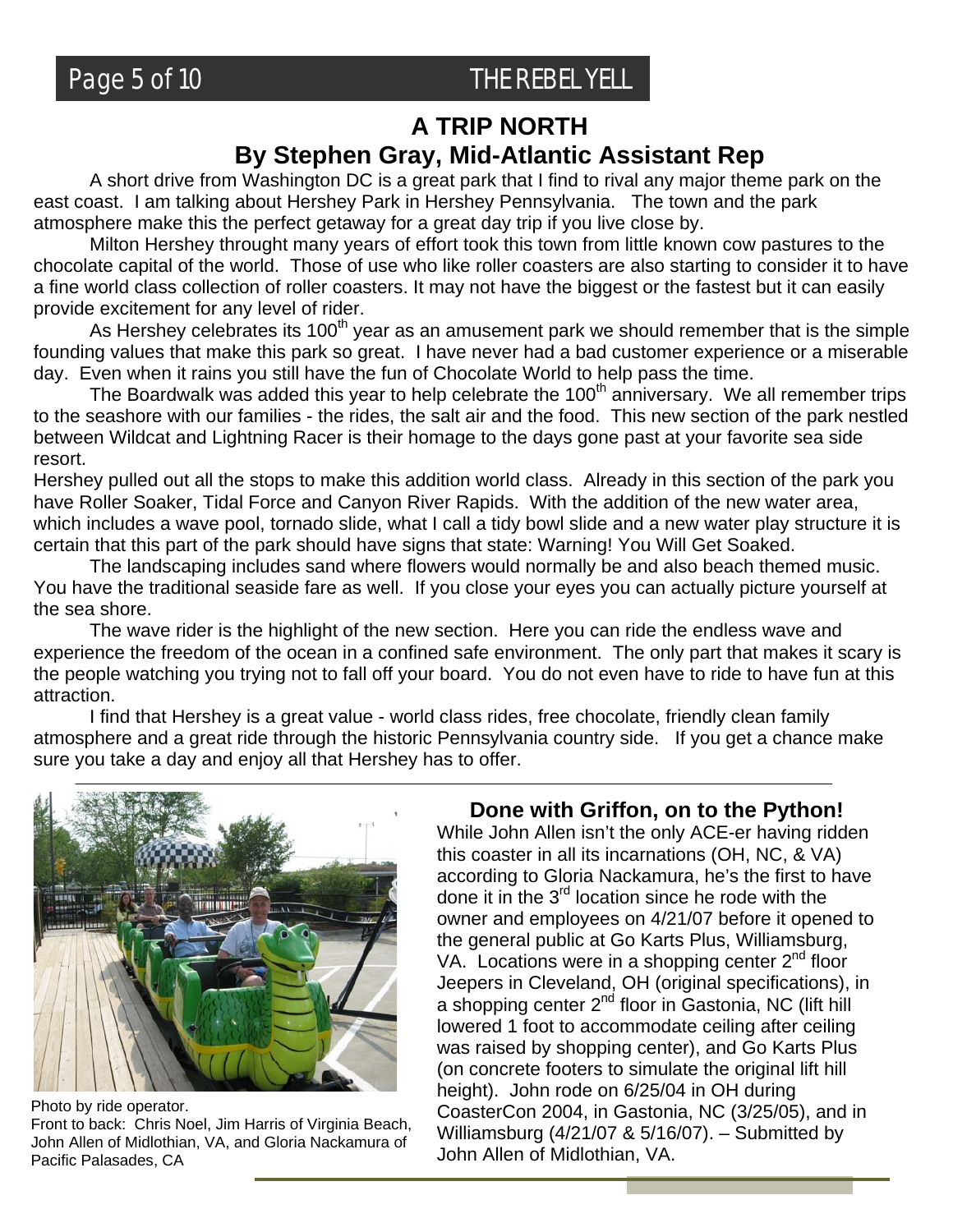## A TRIP NORTH
## By Stephen Gray, Mid-Atlantic Assistant Rep

A short drive from Washington DC is a great park that I find to rival any major theme park on the east coast. I am talking about Hershey Park in Hershey Pennsylvania. The town and the park atmosphere make this the perfect getaway for a great day trip if you live close by.

Milton Hershey throught many years of effort took this town from little known cow pastures to the chocolate capital of the world. Those of use who like roller coasters are also starting to consider it to have a fine world class collection of roller coasters. It may not have the biggest or the fastest but it can easily provide excitement for any level of rider.

As Hershey celebrates its 100th year as an amusement park we should remember that is the simple founding values that make this park so great. I have never had a bad customer experience or a miserable day. Even when it rains you still have the fun of Chocolate World to help pass the time.

The Boardwalk was added this year to help celebrate the 100th anniversary. We all remember trips to the seashore with our families - the rides, the salt air and the food. This new section of the park nestled between Wildcat and Lightning Racer is their homage to the days gone past at your favorite sea side resort.

Hershey pulled out all the stops to make this addition world class. Already in this section of the park you have Roller Soaker, Tidal Force and Canyon River Rapids. With the addition of the new water area, which includes a wave pool, tornado slide, what I call a tidy bowl slide and a new water play structure it is certain that this part of the park should have signs that state: Warning! You Will Get Soaked.

The landscaping includes sand where flowers would normally be and also beach themed music. You have the traditional seaside fare as well. If you close your eyes you can actually picture yourself at the sea shore.

The wave rider is the highlight of the new section. Here you can ride the endless wave and experience the freedom of the ocean in a confined safe environment. The only part that makes it scary is the people watching you trying not to fall off your board. You do not even have to ride to have fun at this attraction.

I find that Hershey is a great value - world class rides, free chocolate, friendly clean family atmosphere and a great ride through the historic Pennsylvania country side. If you get a chance make sure you take a day and enjoy all that Hershey has to offer.

---

Photo by ride operator.
Front to back: Chris Noel, Jim Harris of Virginia Beach, John Allen of Midlothian, VA, and Gloria Nackamura of Pacific Palasades, CA

### Done with Griffon, on to the Python!

While John Allen isn't the only ACE-er having ridden this coaster in all its incarnations (OH, NC, & VA) according to Gloria Nackamura, he's the first to have done it in the 3rd location since he rode with the owner and employees on 4/21/07 before it opened to the general public at Go Karts Plus, Williamsburg, VA. Locations were in a shopping center 2nd floor Jeepers in Cleveland, OH (original specifications), in a shopping center 2nd floor in Gastonia, NC (lift hill lowered 1 foot to accommodate ceiling after ceiling was raised by shopping center), and Go Karts Plus (on concrete footers to simulate the original lift hill height). John rode on 6/25/04 in OH during CoasterCon 2004, in Gastonia, NC (3/25/05), and in Williamsburg (4/21/07 & 5/16/07). – Submitted by John Allen of Midlothian, VA.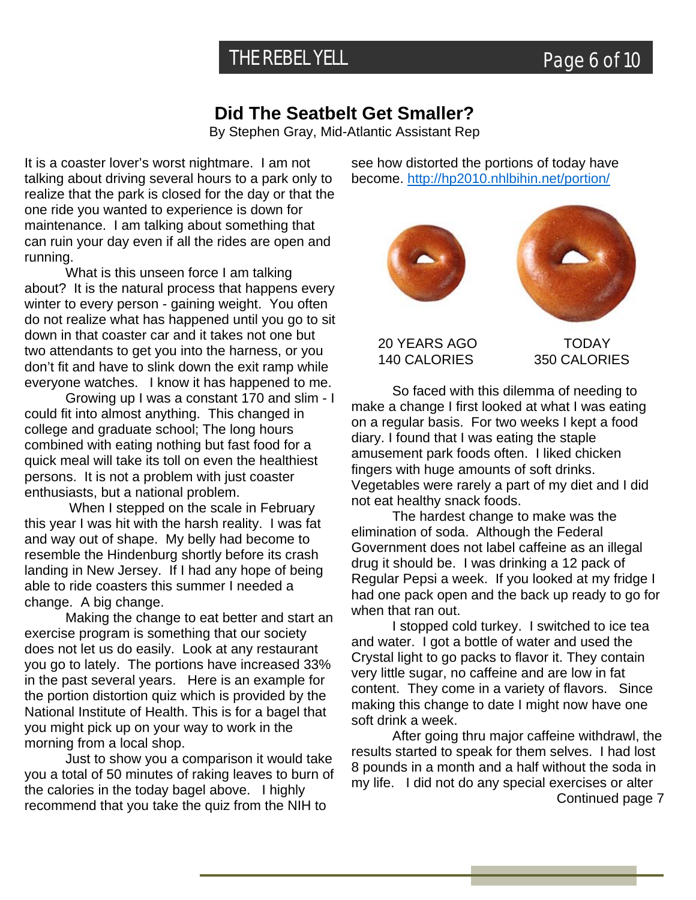## Did The Seatbelt Get Smaller?

By Stephen Gray, Mid-Atlantic Assistant Rep

It is a coaster lover's worst nightmare. I am not talking about driving several hours to a park only to realize that the park is closed for the day or that the one ride you wanted to experience is down for maintenance. I am talking about something that can ruin your day even if all the rides are open and running.

What is this unseen force I am talking about? It is the natural process that happens every winter to every person - gaining weight. You often do not realize what has happened until you go to sit down in that coaster car and it takes not one but two attendants to get you into the harness, or you don't fit and have to slink down the exit ramp while everyone watches. I know it has happened to me.

Growing up I was a constant 170 and slim - I could fit into almost anything. This changed in college and graduate school; The long hours combined with eating nothing but fast food for a quick meal will take its toll on even the healthiest persons. It is not a problem with just coaster enthusiasts, but a national problem.

When I stepped on the scale in February this year I was hit with the harsh reality. I was fat and way out of shape. My belly had become to resemble the Hindenburg shortly before its crash landing in New Jersey. If I had any hope of being able to ride coasters this summer I needed a change. A big change.

Making the change to eat better and start an exercise program is something that our society does not let us do easily. Look at any restaurant you go to lately. The portions have increased 33% in the past several years. Here is an example for the portion distortion quiz which is provided by the National Institute of Health. This is for a bagel that you might pick up on your way to work in the morning from a local shop.

Just to show you a comparison it would take you a total of 50 minutes of raking leaves to burn of the calories in the today bagel above. I highly recommend that you take the quiz from the NIH to see how distorted the portions of today have become. http://hp2010.nhlbihin.net/portion/

20 YEARS AGO
140 CALORIES

TODAY
350 CALORIES

So faced with this dilemma of needing to make a change I first looked at what I was eating on a regular basis. For two weeks I kept a food diary. I found that I was eating the staple amusement park foods often. I liked chicken fingers with huge amounts of soft drinks. Vegetables were rarely a part of my diet and I did not eat healthy snack foods.

The hardest change to make was the elimination of soda. Although the Federal Government does not label caffeine as an illegal drug it should be. I was drinking a 12 pack of Regular Pepsi a week. If you looked at my fridge I had one pack open and the back up ready to go for when that ran out.

I stopped cold turkey. I switched to ice tea and water. I got a bottle of water and used the Crystal light to go packs to flavor it. They contain very little sugar, no caffeine and are low in fat content. They come in a variety of flavors. Since making this change to date I might now have one soft drink a week.

After going thru major caffeine withdrawl, the results started to speak for them selves. I had lost 8 pounds in a month and a half without the soda in my life. I did not do any special exercises or alter

Continued page 7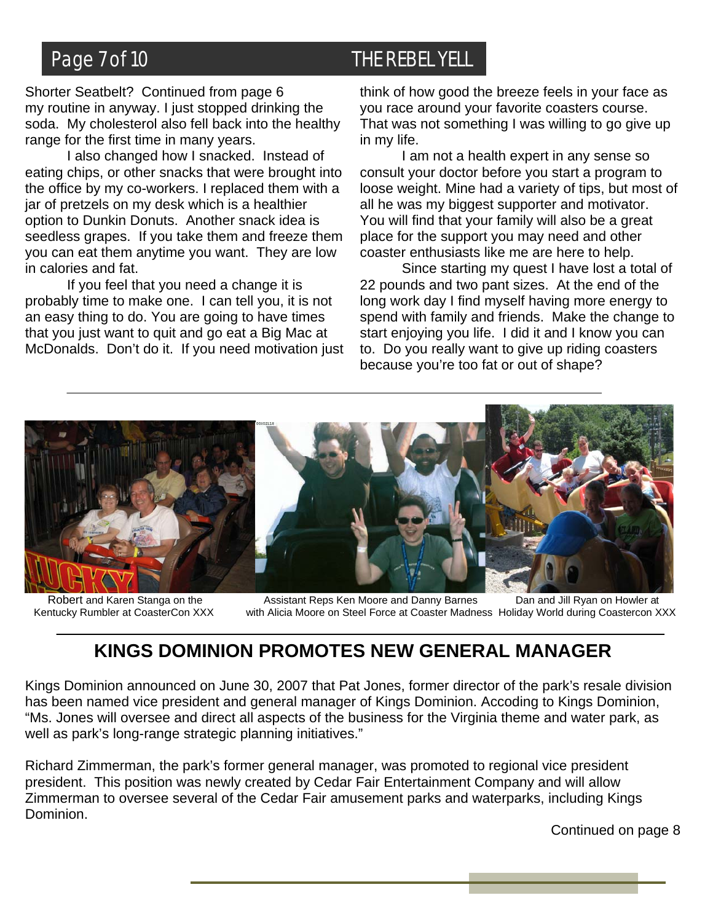Shorter Seatbelt? Continued from page 6

my routine in anyway. I just stopped drinking the soda. My cholesterol also fell back into the healthy range for the first time in many years.

I also changed how I snacked. Instead of eating chips, or other snacks that were brought into the office by my co-workers. I replaced them with a jar of pretzels on my desk which is a healthier option to Dunkin Donuts. Another snack idea is seedless grapes. If you take them and freeze them you can eat them anytime you want. They are low in calories and fat.

If you feel that you need a change it is probably time to make one. I can tell you, it is not an easy thing to do. You are going to have times that you just want to quit and go eat a Big Mac at McDonalds. Don't do it. If you need motivation just think of how good the breeze feels in your face as you race around your favorite coasters course. That was not something I was willing to go give up in my life.

I am not a health expert in any sense so consult your doctor before you start a program to loose weight. Mine had a variety of tips, but most of all he was my biggest supporter and motivator. You will find that your family will also be a great place for the support you may need and other coaster enthusiasts like me are here to help.

Since starting my quest I have lost a total of 22 pounds and two pant sizes. At the end of the long work day I find myself having more energy to spend with family and friends. Make the change to start enjoying you life. I did it and I know you can to. Do you really want to give up riding coasters because you're too fat or out of shape?

---

Robert and Karen Stanga on the Kentucky Rumbler at CoasterCon XXX

Assistant Reps Ken Moore and Danny Barnes with Alicia Moore on Steel Force at Coaster Madness

Dan and Jill Ryan on Howler at Holiday World during Coastercon XXX

---

## KINGS DOMINION PROMOTES NEW GENERAL MANAGER

Kings Dominion announced on June 30, 2007 that Pat Jones, former director of the park's resale division has been named vice president and general manager of Kings Dominion. Accoding to Kings Dominion, "Ms. Jones will oversee and direct all aspects of the business for the Virginia theme and water park, as well as park's long-range strategic planning initiatives."

Richard Zimmerman, the park's former general manager, was promoted to regional vice president president. This position was newly created by Cedar Fair Entertainment Company and will allow Zimmerman to oversee several of the Cedar Fair amusement parks and waterparks, including Kings Dominion.

Continued on page 8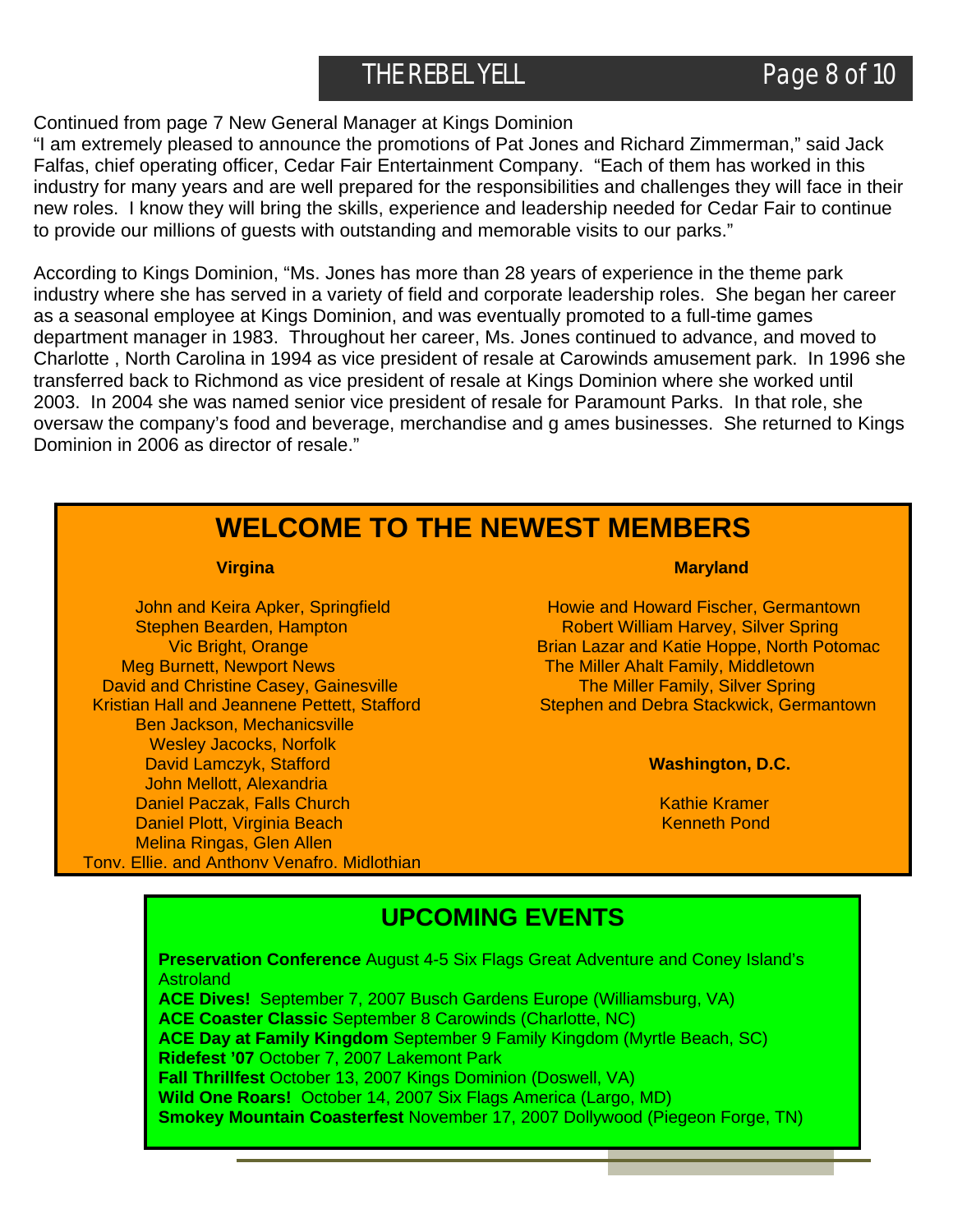Continued from page 7 New General Manager at Kings Dominion

"I am extremely pleased to announce the promotions of Pat Jones and Richard Zimmerman," said Jack Falfas, chief operating officer, Cedar Fair Entertainment Company. "Each of them has worked in this industry for many years and are well prepared for the responsibilities and challenges they will face in their new roles. I know they will bring the skills, experience and leadership needed for Cedar Fair to continue to provide our millions of guests with outstanding and memorable visits to our parks."

According to Kings Dominion, "Ms. Jones has more than 28 years of experience in the theme park industry where she has served in a variety of field and corporate leadership roles. She began her career as a seasonal employee at Kings Dominion, and was eventually promoted to a full-time games department manager in 1983. Throughout her career, Ms. Jones continued to advance, and moved to Charlotte , North Carolina in 1994 as vice president of resale at Carowinds amusement park. In 1996 she transferred back to Richmond as vice president of resale at Kings Dominion where she worked until 2003. In 2004 she was named senior vice president of resale for Paramount Parks. In that role, she oversaw the company's food and beverage, merchandise and g ames businesses. She returned to Kings Dominion in 2006 as director of resale."

## WELCOME TO THE NEWEST MEMBERS

**Virgina**

John and Keira Apker, Springfield
Stephen Bearden, Hampton
Vic Bright, Orange
Meg Burnett, Newport News
David and Christine Casey, Gainesville
Kristian Hall and Jeannene Pettett, Stafford
Ben Jackson, Mechanicsville
Wesley Jacocks, Norfolk
David Lamczyk, Stafford
John Mellott, Alexandria
Daniel Paczak, Falls Church
Daniel Plott, Virginia Beach
Melina Ringas, Glen Allen
Tony, Ellie, and Anthony Venafro, Midlothian

**Maryland**

Howie and Howard Fischer, Germantown
Robert William Harvey, Silver Spring
Brian Lazar and Katie Hoppe, North Potomac
The Miller Ahalt Family, Middletown
The Miller Family, Silver Spring
Stephen and Debra Stackwick, Germantown

**Washington, D.C.**

Kathie Kramer
Kenneth Pond

## UPCOMING EVENTS

**Preservation Conference** August 4-5 Six Flags Great Adventure and Coney Island's Astroland
**ACE Dives!** September 7, 2007 Busch Gardens Europe (Williamsburg, VA)
**ACE Coaster Classic** September 8 Carowinds (Charlotte, NC)
**ACE Day at Family Kingdom** September 9 Family Kingdom (Myrtle Beach, SC)
**Ridefest '07** October 7, 2007 Lakemont Park
**Fall Thrillfest** October 13, 2007 Kings Dominion (Doswell, VA)
**Wild One Roars!** October 14, 2007 Six Flags America (Largo, MD)
**Smokey Mountain Coasterfest** November 17, 2007 Dollywood (Piegeon Forge, TN)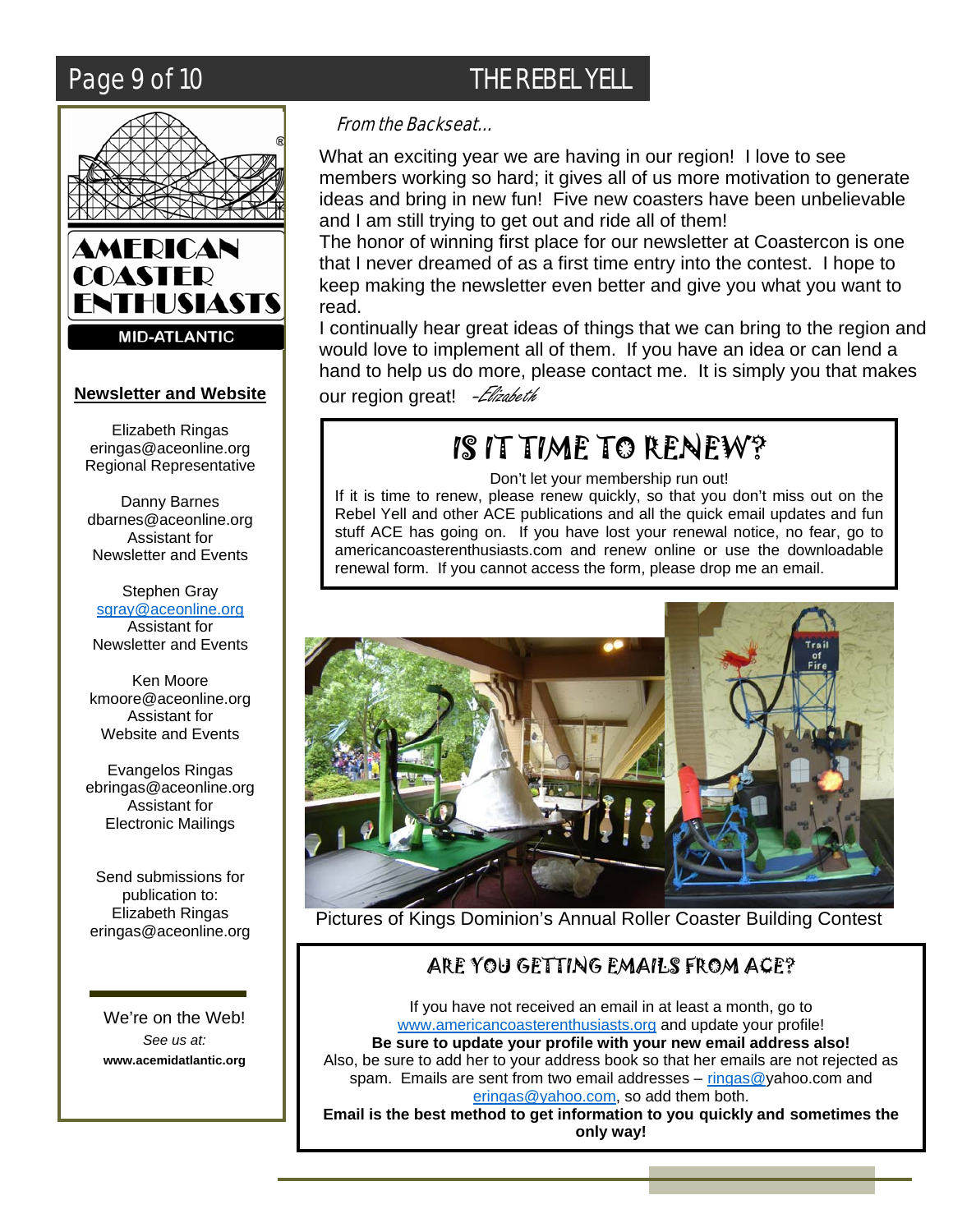## From the Backseat...

What an exciting year we are having in our region! I love to see members working so hard; it gives all of us more motivation to generate ideas and bring in new fun! Five new coasters have been unbelievable and I am still trying to get out and ride all of them!

The honor of winning first place for our newsletter at Coastercon is one that I never dreamed of as a first time entry into the contest. I hope to keep making the newsletter even better and give you what you want to read.

I continually hear great ideas of things that we can bring to the region and would love to implement all of them. If you have an idea or can lend a hand to help us do more, please contact me. It is simply you that makes our region great! *-Elizabeth*

## IS IT TIME TO RENEW?

Don't let your membership run out!

If it is time to renew, please renew quickly, so that you don't miss out on the Rebel Yell and other ACE publications and all the quick email updates and fun stuff ACE has going on. If you have lost your renewal notice, no fear, go to americancoasterenthusiasts.com and renew online or use the downloadable renewal form. If you cannot access the form, please drop me an email.

Pictures of Kings Dominion's Annual Roller Coaster Building Contest

## ARE YOU GETTING EMAILS FROM ACE?

If you have not received an email in at least a month, go to www.americancoasterenthusiasts.org and update your profile!

**Be sure to update your profile with your new email address also!**

Also, be sure to add her to your address book so that her emails are not rejected as spam. Emails are sent from two email addresses – ringas@yahoo.com and eringas@yahoo.com, so add them both.

**Email is the best method to get information to you quickly and sometimes the only way!**

---

AMERICAN COASTER ENTHUSIASTS
MID-ATLANTIC

### Newsletter and Website

Elizabeth Ringas
eringas@aceonline.org
Regional Representative

Danny Barnes
dbarnes@aceonline.org
Assistant for Newsletter and Events

Stephen Gray
sgray@aceonline.org
Assistant for Newsletter and Events

Ken Moore
kmoore@aceonline.org
Assistant for Website and Events

Evangelos Ringas
ebringas@aceonline.org
Assistant for Electronic Mailings

Send submissions for publication to:
Elizabeth Ringas
eringas@aceonline.org

We're on the Web!
*See us at:*
**www.acemidatlantic.org**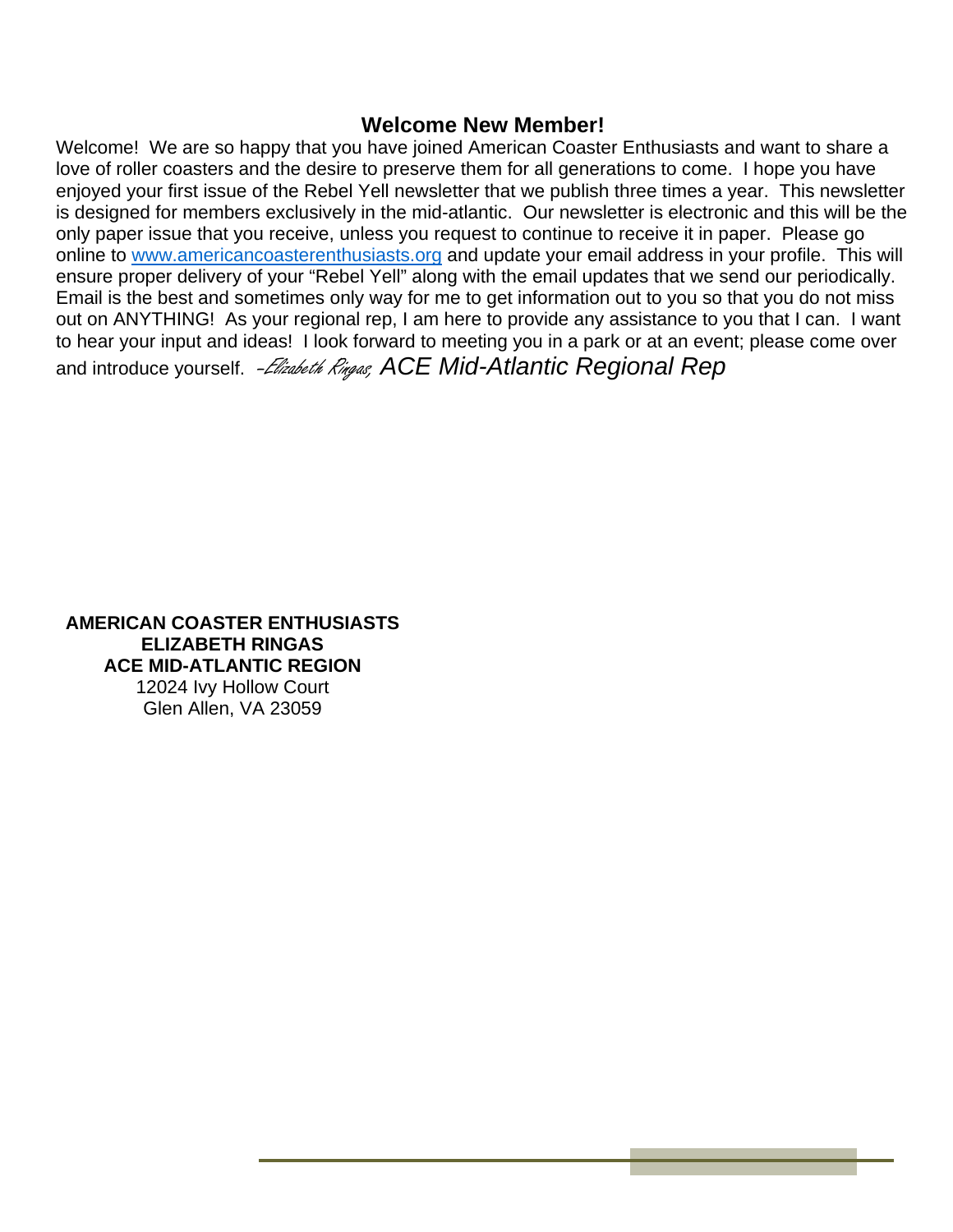## Welcome New Member!

Welcome! We are so happy that you have joined American Coaster Enthusiasts and want to share a love of roller coasters and the desire to preserve them for all generations to come. I hope you have enjoyed your first issue of the Rebel Yell newsletter that we publish three times a year. This newsletter is designed for members exclusively in the mid-atlantic. Our newsletter is electronic and this will be the only paper issue that you receive, unless you request to continue to receive it in paper. Please go online to [www.americancoasterenthusiasts.org](http://www.americancoasterenthusiasts.org) and update your email address in your profile. This will ensure proper delivery of your "Rebel Yell" along with the email updates that we send our periodically. Email is the best and sometimes only way for me to get information out to you so that you do not miss out on ANYTHING! As your regional rep, I am here to provide any assistance to you that I can. I want to hear your input and ideas! I look forward to meeting you in a park or at an event; please come over and introduce yourself. *-Elizabeth Ringas, ACE Mid-Atlantic Regional Rep*

**AMERICAN COASTER ENTHUSIASTS**
**ELIZABETH RINGAS**
**ACE MID-ATLANTIC REGION**
12024 Ivy Hollow Court
Glen Allen, VA 23059